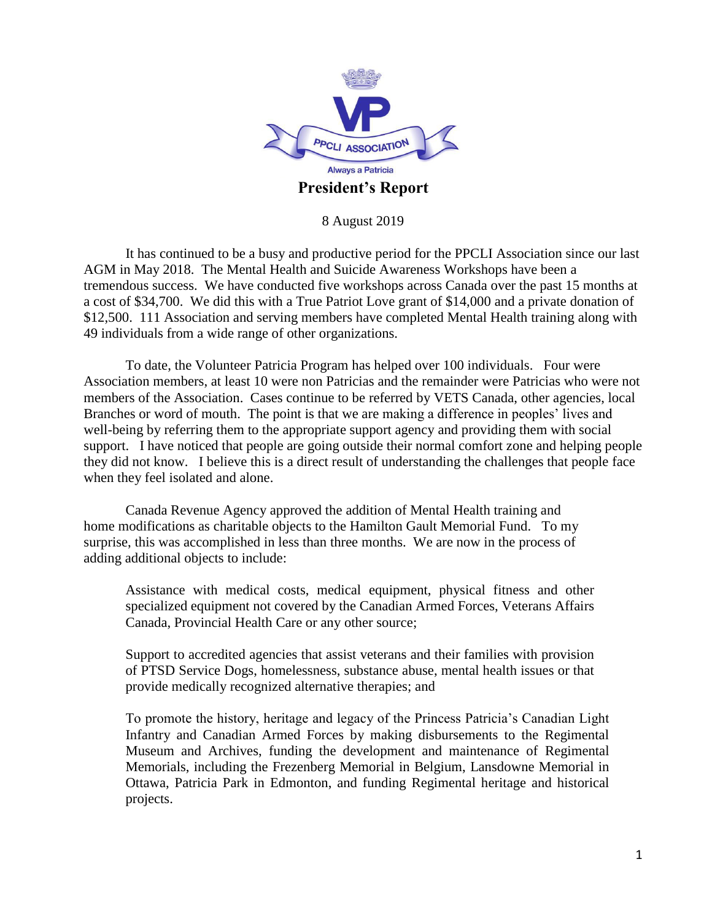PPCLI ASSOCIATION

Always a Patricia

# President's Report

8 August 2019

It has continued to be a busy and productive period for the PPCLI Association since our last AGM in May 2018. The Mental Health and Suicide Awareness Workshops have been a tremendous success. We have conducted five workshops across Canada over the past 15 months at a cost of $34,700. We did this with a True Patriot Love grant of $14,000 and a private donation of $12,500. 111 Association and serving members have completed Mental Health training along with 49 individuals from a wide range of other organizations.

To date, the Volunteer Patricia Program has helped over 100 individuals. Four were Association members, at least 10 were non Patricias and the remainder were Patricias who were not members of the Association. Cases continue to be referred by VETS Canada, other agencies, local Branches or word of mouth. The point is that we are making a difference in peoples' lives and well-being by referring them to the appropriate support agency and providing them with social support. I have noticed that people are going outside their normal comfort zone and helping people they did not know. I believe this is a direct result of understanding the challenges that people face when they feel isolated and alone.

Canada Revenue Agency approved the addition of Mental Health training and home modifications as charitable objects to the Hamilton Gault Memorial Fund. To my surprise, this was accomplished in less than three months. We are now in the process of adding additional objects to include:

> Assistance with medical costs, medical equipment, physical fitness and other specialized equipment not covered by the Canadian Armed Forces, Veterans Affairs Canada, Provincial Health Care or any other source;
>
> Support to accredited agencies that assist veterans and their families with provision of PTSD Service Dogs, homelessness, substance abuse, mental health issues or that provide medically recognized alternative therapies; and
>
> To promote the history, heritage and legacy of the Princess Patricia's Canadian Light Infantry and Canadian Armed Forces by making disbursements to the Regimental Museum and Archives, funding the development and maintenance of Regimental Memorials, including the Frezenberg Memorial in Belgium, Lansdowne Memorial in Ottawa, Patricia Park in Edmonton, and funding Regimental heritage and historical projects.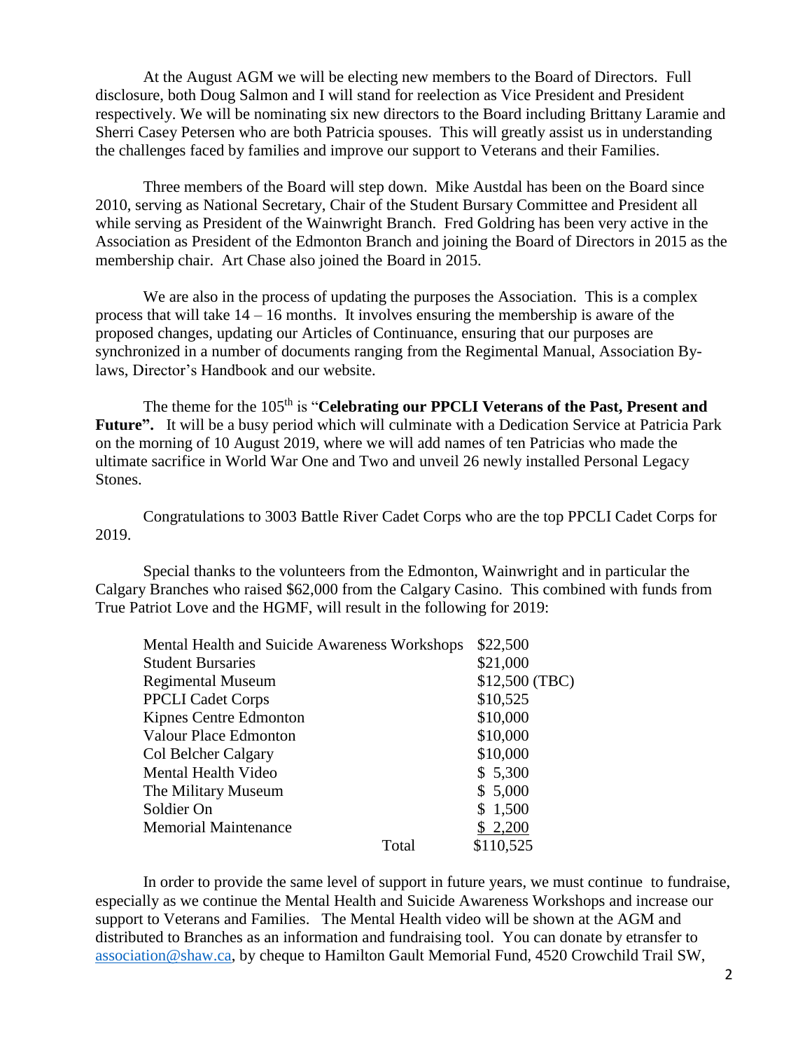At the August AGM we will be electing new members to the Board of Directors. Full disclosure, both Doug Salmon and I will stand for reelection as Vice President and President respectively. We will be nominating six new directors to the Board including Brittany Laramie and Sherri Casey Petersen who are both Patricia spouses. This will greatly assist us in understanding the challenges faced by families and improve our support to Veterans and their Families.

Three members of the Board will step down. Mike Austdal has been on the Board since 2010, serving as National Secretary, Chair of the Student Bursary Committee and President all while serving as President of the Wainwright Branch. Fred Goldring has been very active in the Association as President of the Edmonton Branch and joining the Board of Directors in 2015 as the membership chair. Art Chase also joined the Board in 2015.

We are also in the process of updating the purposes the Association. This is a complex process that will take 14 – 16 months. It involves ensuring the membership is aware of the proposed changes, updating our Articles of Continuance, ensuring that our purposes are synchronized in a number of documents ranging from the Regimental Manual, Association By-laws, Director's Handbook and our website.

The theme for the 105th is "**Celebrating our PPCLI Veterans of the Past, Present and Future".** It will be a busy period which will culminate with a Dedication Service at Patricia Park on the morning of 10 August 2019, where we will add names of ten Patricias who made the ultimate sacrifice in World War One and Two and unveil 26 newly installed Personal Legacy Stones.

Congratulations to 3003 Battle River Cadet Corps who are the top PPCLI Cadet Corps for 2019.

Special thanks to the volunteers from the Edmonton, Wainwright and in particular the Calgary Branches who raised $62,000 from the Calgary Casino. This combined with funds from True Patriot Love and the HGMF, will result in the following for 2019:

| | |
|---|---|
| Mental Health and Suicide Awareness Workshops | $22,500 |
| Student Bursaries | $21,000 |
| Regimental Museum | $12,500 (TBC) |
| PPCLI Cadet Corps | $10,525 |
| Kipnes Centre Edmonton | $10,000 |
| Valour Place Edmonton | $10,000 |
| Col Belcher Calgary | $10,000 |
| Mental Health Video | $ 5,300 |
| The Military Museum | $ 5,000 |
| Soldier On | $ 1,500 |
| Memorial Maintenance | $ 2,200 |
| Total | $110,525 |

In order to provide the same level of support in future years, we must continue to fundraise, especially as we continue the Mental Health and Suicide Awareness Workshops and increase our support to Veterans and Families. The Mental Health video will be shown at the AGM and distributed to Branches as an information and fundraising tool. You can donate by etransfer to association@shaw.ca, by cheque to Hamilton Gault Memorial Fund, 4520 Crowchild Trail SW,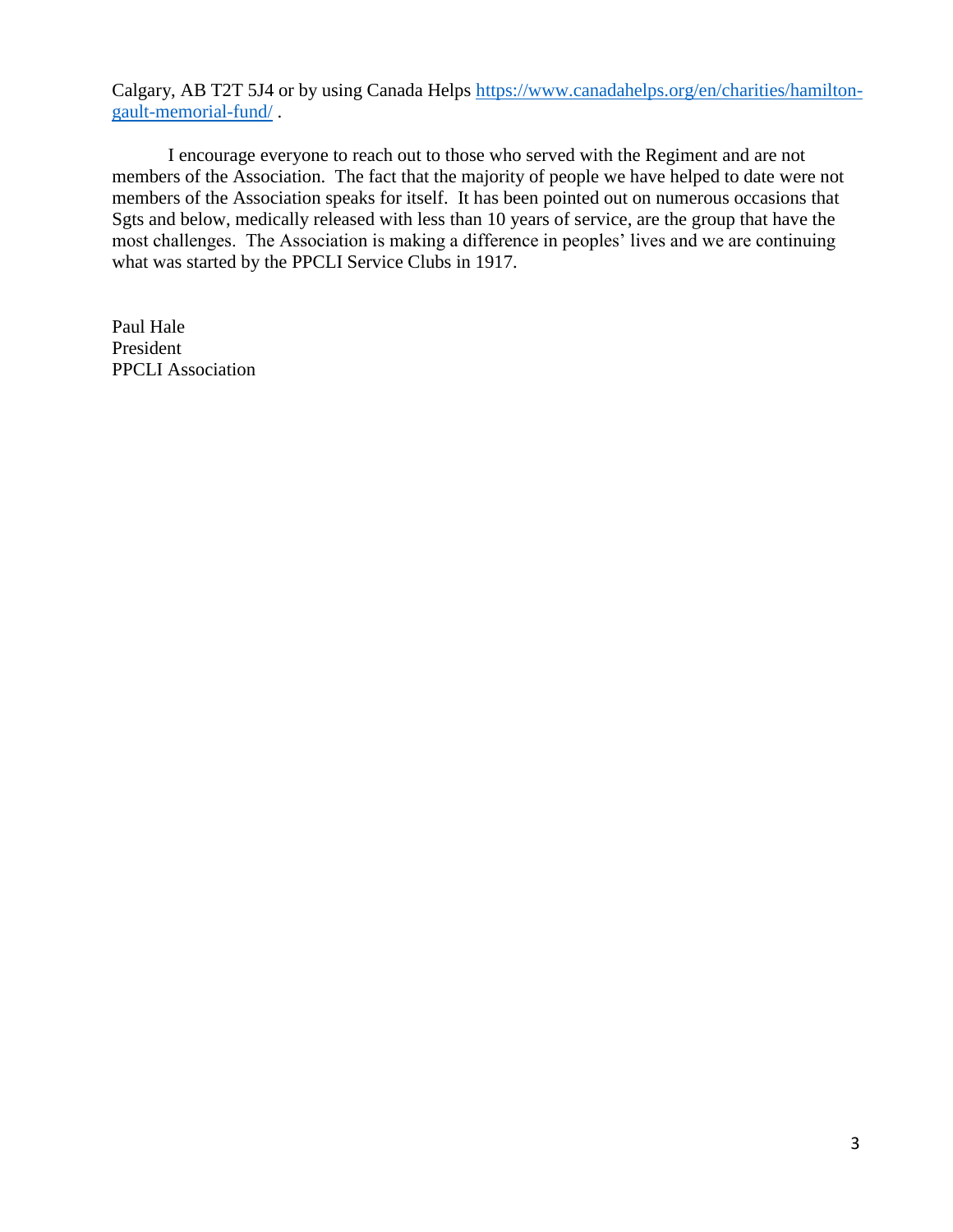Calgary, AB T2T 5J4 or by using Canada Helps [https://www.canadahelps.org/en/charities/hamilton-gault-memorial-fund/](https://www.canadahelps.org/en/charities/hamilton-gault-memorial-fund/) .

I encourage everyone to reach out to those who served with the Regiment and are not members of the Association. The fact that the majority of people we have helped to date were not members of the Association speaks for itself. It has been pointed out on numerous occasions that Sgts and below, medically released with less than 10 years of service, are the group that have the most challenges. The Association is making a difference in peoples' lives and we are continuing what was started by the PPCLI Service Clubs in 1917.

Paul Hale
President
PPCLI Association